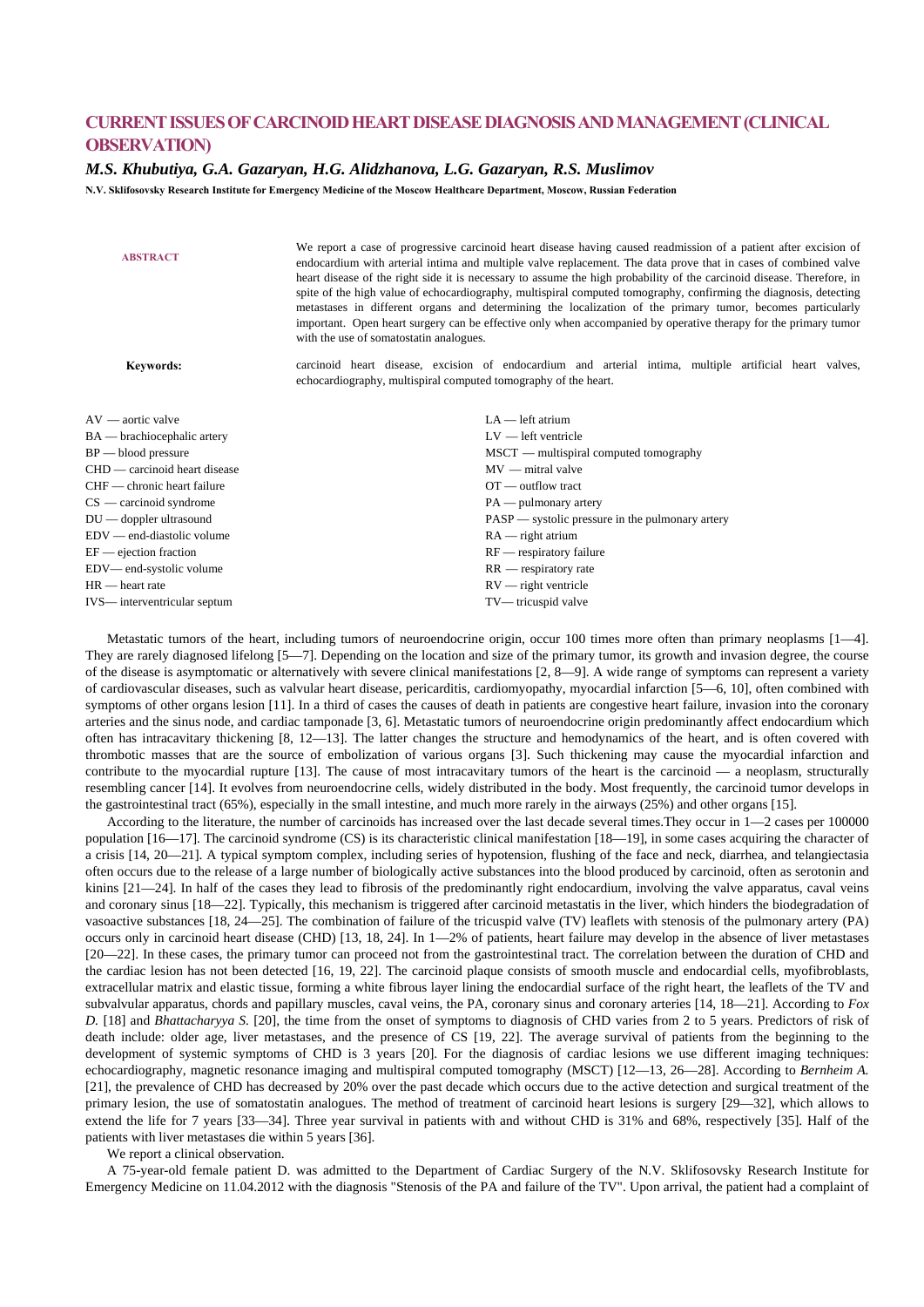# CURRENT ISSUES OF CARCINOID HEART DISEASE DIAGNOSIS AND MANAGEMENT (CLINICAL OBSERVATION)

*M.S. Khubutiya, G.A. Gazaryan, H.G. Alidzhanova, L.G. Gazaryan, R.S. Muslimov*

**N.V. Sklifosovsky Research Institute for Emergency Medicine of the Moscow Healthcare Department, Moscow, Russian Federation**

**ABSTRACT**

We report a case of progressive carcinoid heart disease having caused readmission of a patient after excision of endocardium with arterial intima and multiple valve replacement. The data prove that in cases of combined valve heart disease of the right side it is necessary to assume the high probability of the carcinoid disease. Therefore, in spite of the high value of echocardiography, multispiral computed tomography, confirming the diagnosis, detecting metastases in different organs and determining the localization of the primary tumor, becomes particularly important. Open heart surgery can be effective only when accompanied by operative therapy for the primary tumor with the use of somatostatin analogues.

**Keywords:** carcinoid heart disease, excision of endocardium and arterial intima, multiple artificial heart valves, echocardiography, multispiral computed tomography of the heart.

AV — aortic valve
BA — brachiocephalic artery
BP — blood pressure
CHD — carcinoid heart disease
CHF — chronic heart failure
CS — carcinoid syndrome
DU — doppler ultrasound
EDV — end-diastolic volume
EF — ejection fraction
EDV— end-systolic volume
HR — heart rate
IVS— interventricular septum
LA — left atrium
LV — left ventricle
MSCT — multispiral computed tomography
MV — mitral valve
OT — outflow tract
PA — pulmonary artery
PASP — systolic pressure in the pulmonary artery
RA — right atrium
RF — respiratory failure
RR — respiratory rate
RV — right ventricle
TV— tricuspid valve

Metastatic tumors of the heart, including tumors of neuroendocrine origin, occur 100 times more often than primary neoplasms [1—4]. They are rarely diagnosed lifelong [5—7]. Depending on the location and size of the primary tumor, its growth and invasion degree, the course of the disease is asymptomatic or alternatively with severe clinical manifestations [2, 8—9]. A wide range of symptoms can represent a variety of cardiovascular diseases, such as valvular heart disease, pericarditis, cardiomyopathy, myocardial infarction [5—6, 10], often combined with symptoms of other organs lesion [11]. In a third of cases the causes of death in patients are congestive heart failure, invasion into the coronary arteries and the sinus node, and cardiac tamponade [3, 6]. Metastatic tumors of neuroendocrine origin predominantly affect endocardium which often has intracavitary thickening [8, 12—13]. The latter changes the structure and hemodynamics of the heart, and is often covered with thrombotic masses that are the source of embolization of various organs [3]. Such thickening may cause the myocardial infarction and contribute to the myocardial rupture [13]. The cause of most intracavitary tumors of the heart is the carcinoid — a neoplasm, structurally resembling cancer [14]. It evolves from neuroendocrine cells, widely distributed in the body. Most frequently, the carcinoid tumor develops in the gastrointestinal tract (65%), especially in the small intestine, and much more rarely in the airways (25%) and other organs [15].

According to the literature, the number of carcinoids has increased over the last decade several times.They occur in 1—2 cases per 100000 population [16—17]. The carcinoid syndrome (CS) is its characteristic clinical manifestation [18—19], in some cases acquiring the character of a crisis [14, 20—21]. A typical symptom complex, including series of hypotension, flushing of the face and neck, diarrhea, and telangiectasia often occurs due to the release of a large number of biologically active substances into the blood produced by carcinoid, often as serotonin and kinins [21—24]. In half of the cases they lead to fibrosis of the predominantly right endocardium, involving the valve apparatus, caval veins and coronary sinus [18—22]. Typically, this mechanism is triggered after carcinoid metastatis in the liver, which hinders the biodegradation of vasoactive substances [18, 24—25]. The combination of failure of the tricuspid valve (TV) leaflets with stenosis of the pulmonary artery (PA) occurs only in carcinoid heart disease (CHD) [13, 18, 24]. In 1—2% of patients, heart failure may develop in the absence of liver metastases [20—22]. In these cases, the primary tumor can proceed not from the gastrointestinal tract. The correlation between the duration of CHD and the cardiac lesion has not been detected [16, 19, 22]. The carcinoid plaque consists of smooth muscle and endocardial cells, myofibroblasts, extracellular matrix and elastic tissue, forming a white fibrous layer lining the endocardial surface of the right heart, the leaflets of the TV and subvalvular apparatus, chords and papillary muscles, caval veins, the PA, coronary sinus and coronary arteries [14, 18—21]. According to *Fox D.* [18] and *Bhattacharyya S.* [20], the time from the onset of symptoms to diagnosis of CHD varies from 2 to 5 years. Predictors of risk of death include: older age, liver metastases, and the presence of CS [19, 22]. The average survival of patients from the beginning to the development of systemic symptoms of CHD is 3 years [20]. For the diagnosis of cardiac lesions we use different imaging techniques: echocardiography, magnetic resonance imaging and multispiral computed tomography (MSCT) [12—13, 26—28]. According to *Bernheim A.* [21], the prevalence of CHD has decreased by 20% over the past decade which occurs due to the active detection and surgical treatment of the primary lesion, the use of somatostatin analogues. The method of treatment of carcinoid heart lesions is surgery [29—32], which allows to extend the life for 7 years [33—34]. Three year survival in patients with and without CHD is 31% and 68%, respectively [35]. Half of the patients with liver metastases die within 5 years [36].

We report a clinical observation.

A 75-year-old female patient D. was admitted to the Department of Cardiac Surgery of the N.V. Sklifosovsky Research Institute for Emergency Medicine on 11.04.2012 with the diagnosis "Stenosis of the PA and failure of the TV". Upon arrival, the patient had a complaint of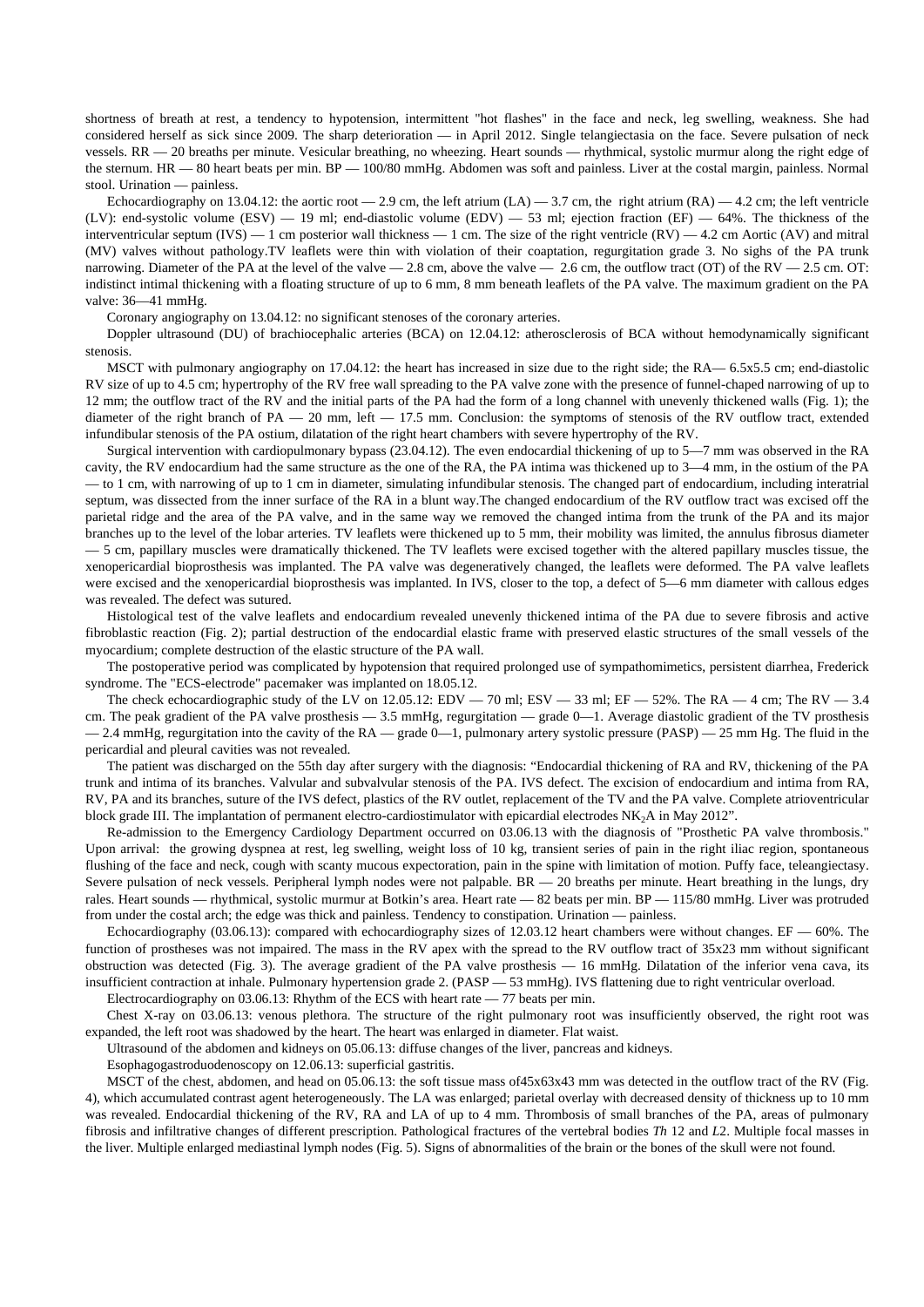shortness of breath at rest, a tendency to hypotension, intermittent "hot flashes" in the face and neck, leg swelling, weakness. She had considered herself as sick since 2009. The sharp deterioration — in April 2012. Single telangiectasia on the face. Severe pulsation of neck vessels. RR — 20 breaths per minute. Vesicular breathing, no wheezing. Heart sounds — rhythmical, systolic murmur along the right edge of the sternum. HR — 80 heart beats per min. BP — 100/80 mmHg. Abdomen was soft and painless. Liver at the costal margin, painless. Normal stool. Urination — painless.

Echocardiography on 13.04.12: the aortic root — 2.9 cm, the left atrium (LA) — 3.7 cm, the right atrium (RA) — 4.2 cm; the left ventricle (LV): end-systolic volume (ESV) — 19 ml; end-diastolic volume (EDV) — 53 ml; ejection fraction (EF) — 64%. The thickness of the interventricular septum (IVS) — 1 cm posterior wall thickness — 1 cm. The size of the right ventricle (RV) — 4.2 cm Aortic (AV) and mitral (MV) valves without pathology.TV leaflets were thin with violation of their coaptation, regurgitation grade 3. No sighs of the PA trunk narrowing. Diameter of the PA at the level of the valve — 2.8 cm, above the valve — 2.6 cm, the outflow tract (OT) of the RV — 2.5 cm. OT: indistinct intimal thickening with a floating structure of up to 6 mm, 8 mm beneath leaflets of the PA valve. The maximum gradient on the PA valve: 36—41 mmHg.

Coronary angiography on 13.04.12: no significant stenoses of the coronary arteries.

Doppler ultrasound (DU) of brachiocephalic arteries (BCA) on 12.04.12: atherosclerosis of BCA without hemodynamically significant stenosis.

MSCT with pulmonary angiography on 17.04.12: the heart has increased in size due to the right side; the RA— 6.5x5.5 cm; end-diastolic RV size of up to 4.5 cm; hypertrophy of the RV free wall spreading to the PA valve zone with the presence of funnel-chaped narrowing of up to 12 mm; the outflow tract of the RV and the initial parts of the PA had the form of a long channel with unevenly thickened walls (Fig. 1); the diameter of the right branch of PA — 20 mm, left — 17.5 mm. Conclusion: the symptoms of stenosis of the RV outflow tract, extended infundibular stenosis of the PA ostium, dilatation of the right heart chambers with severe hypertrophy of the RV.

Surgical intervention with cardiopulmonary bypass (23.04.12). The even endocardial thickening of up to 5—7 mm was observed in the RA cavity, the RV endocardium had the same structure as the one of the RA, the PA intima was thickened up to 3—4 mm, in the ostium of the PA — to 1 cm, with narrowing of up to 1 cm in diameter, simulating infundibular stenosis. The changed part of endocardium, including interatrial septum, was dissected from the inner surface of the RA in a blunt way.The changed endocardium of the RV outflow tract was excised off the parietal ridge and the area of the PA valve, and in the same way we removed the changed intima from the trunk of the PA and its major branches up to the level of the lobar arteries. TV leaflets were thickened up to 5 mm, their mobility was limited, the annulus fibrosus diameter — 5 cm, papillary muscles were dramatically thickened. The TV leaflets were excised together with the altered papillary muscles tissue, the xenopericardial bioprosthesis was implanted. The PA valve was degeneratively changed, the leaflets were deformed. The PA valve leaflets were excised and the xenopericardial bioprosthesis was implanted. In IVS, closer to the top, a defect of 5—6 mm diameter with callous edges was revealed. The defect was sutured.

Histological test of the valve leaflets and endocardium revealed unevenly thickened intima of the PA due to severe fibrosis and active fibroblastic reaction (Fig. 2); partial destruction of the endocardial elastic frame with preserved elastic structures of the small vessels of the myocardium; complete destruction of the elastic structure of the PA wall.

The postoperative period was complicated by hypotension that required prolonged use of sympathomimetics, persistent diarrhea, Frederick syndrome. The "ECS-electrode" pacemaker was implanted on 18.05.12.

The check echocardiographic study of the LV on 12.05.12: EDV — 70 ml; ESV — 33 ml; EF — 52%. The RA — 4 cm; The RV — 3.4 cm. The peak gradient of the PA valve prosthesis — 3.5 mmHg, regurgitation — grade 0—1. Average diastolic gradient of the TV prosthesis — 2.4 mmHg, regurgitation into the cavity of the RA — grade 0—1, pulmonary artery systolic pressure (PASP) — 25 mm Hg. The fluid in the pericardial and pleural cavities was not revealed.

The patient was discharged on the 55th day after surgery with the diagnosis: "Endocardial thickening of RA and RV, thickening of the PA trunk and intima of its branches. Valvular and subvalvular stenosis of the PA. IVS defect. The excision of endocardium and intima from RA, RV, PA and its branches, suture of the IVS defect, plastics of the RV outlet, replacement of the TV and the PA valve. Complete atrioventricular block grade III. The implantation of permanent electro-cardiostimulator with epicardial electrodes $NK_2A$ in May 2012".

Re-admission to the Emergency Cardiology Department occurred on 03.06.13 with the diagnosis of "Prosthetic PA valve thrombosis." Upon arrival: the growing dyspnea at rest, leg swelling, weight loss of 10 kg, transient series of pain in the right iliac region, spontaneous flushing of the face and neck, cough with scanty mucous expectoration, pain in the spine with limitation of motion. Puffy face, teleangiectasy. Severe pulsation of neck vessels. Peripheral lymph nodes were not palpable. BR — 20 breaths per minute. Heart breathing in the lungs, dry rales. Heart sounds — rhythmical, systolic murmur at Botkin's area. Heart rate — 82 beats per min. BP — 115/80 mmHg. Liver was protruded from under the costal arch; the edge was thick and painless. Tendency to constipation. Urination — painless.

Echocardiography (03.06.13): compared with echocardiography sizes of 12.03.12 heart chambers were without changes. EF — 60%. The function of prostheses was not impaired. The mass in the RV apex with the spread to the RV outflow tract of 35x23 mm without significant obstruction was detected (Fig. 3). The average gradient of the PA valve prosthesis — 16 mmHg. Dilatation of the inferior vena cava, its insufficient contraction at inhale. Pulmonary hypertension grade 2. (PASP — 53 mmHg). IVS flattening due to right ventricular overload.

Electrocardiography on 03.06.13: Rhythm of the ECS with heart rate — 77 beats per min.

Chest X-ray on 03.06.13: venous plethora. The structure of the right pulmonary root was insufficiently observed, the right root was expanded, the left root was shadowed by the heart. The heart was enlarged in diameter. Flat waist.

Ultrasound of the abdomen and kidneys on 05.06.13: diffuse changes of the liver, pancreas and kidneys.

Esophagogastroduodenoscopy on 12.06.13: superficial gastritis.

MSCT of the chest, abdomen, and head on 05.06.13: the soft tissue mass of45x63x43 mm was detected in the outflow tract of the RV (Fig. 4), which accumulated contrast agent heterogeneously. The LA was enlarged; parietal overlay with decreased density of thickness up to 10 mm was revealed. Endocardial thickening of the RV, RA and LA of up to 4 mm. Thrombosis of small branches of the PA, areas of pulmonary fibrosis and infiltrative changes of different prescription. Pathological fractures of the vertebral bodies *Th* 12 and *L*2. Multiple focal masses in the liver. Multiple enlarged mediastinal lymph nodes (Fig. 5). Signs of abnormalities of the brain or the bones of the skull were not found.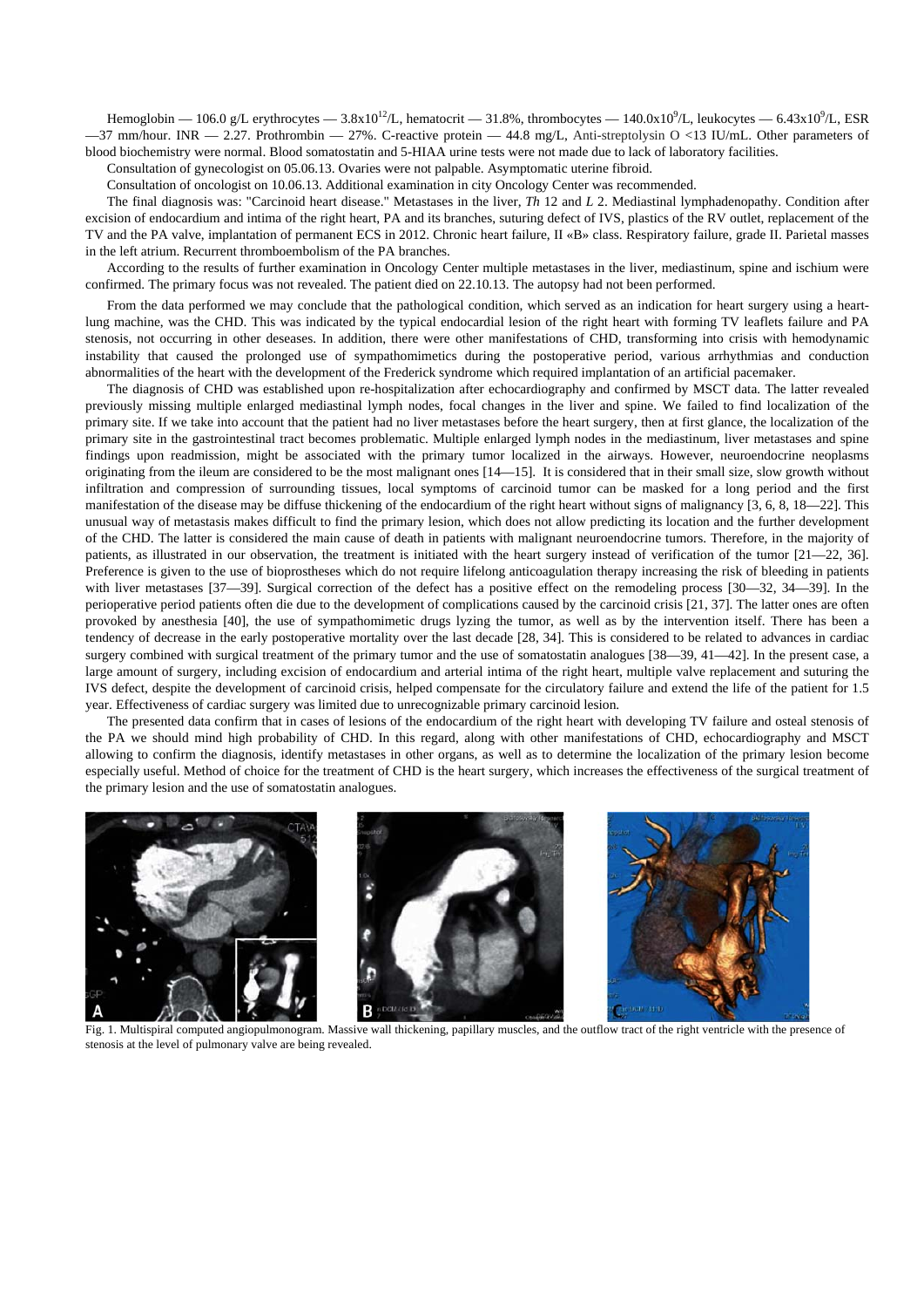Hemoglobin — 106.0 g/L erythrocytes — $3.8 \times 10^{12}$/L, hematocrit — 31.8%, thrombocytes — $140.0 \times 10^{9}$/L, leukocytes — $6.43 \times 10^{9}$/L, ESR —37 mm/hour. INR — 2.27. Prothrombin — 27%. C-reactive protein — 44.8 mg/L, Anti-streptolysin O <13 IU/mL. Other parameters of blood biochemistry were normal. Blood somatostatin and 5-HIAA urine tests were not made due to lack of laboratory facilities.

Consultation of gynecologist on 05.06.13. Ovaries were not palpable. Asymptomatic uterine fibroid.

Consultation of oncologist on 10.06.13. Additional examination in city Oncology Center was recommended.

The final diagnosis was: "Carcinoid heart disease." Metastases in the liver, *Th* 12 and *L* 2. Mediastinal lymphadenopathy. Condition after excision of endocardium and intima of the right heart, PA and its branches, suturing defect of IVS, plastics of the RV outlet, replacement of the TV and the PA valve, implantation of permanent ECS in 2012. Chronic heart failure, II «B» class. Respiratory failure, grade II. Parietal masses in the left atrium. Recurrent thromboembolism of the PA branches.

According to the results of further examination in Oncology Center multiple metastases in the liver, mediastinum, spine and ischium were confirmed. The primary focus was not revealed. The patient died on 22.10.13. The autopsy had not been performed.

From the data performed we may conclude that the pathological condition, which served as an indication for heart surgery using a heart-lung machine, was the CHD. This was indicated by the typical endocardial lesion of the right heart with forming TV leaflets failure and PA stenosis, not occurring in other deseases. In addition, there were other manifestations of CHD, transforming into crisis with hemodynamic instability that caused the prolonged use of sympathomimetics during the postoperative period, various arrhythmias and conduction abnormalities of the heart with the development of the Frederick syndrome which required implantation of an artificial pacemaker.

The diagnosis of CHD was established upon re-hospitalization after echocardiography and confirmed by MSCT data. The latter revealed previously missing multiple enlarged mediastinal lymph nodes, focal changes in the liver and spine. We failed to find localization of the primary site. If we take into account that the patient had no liver metastases before the heart surgery, then at first glance, the localization of the primary site in the gastrointestinal tract becomes problematic. Multiple enlarged lymph nodes in the mediastinum, liver metastases and spine findings upon readmission, might be associated with the primary tumor localized in the airways. However, neuroendocrine neoplasms originating from the ileum are considered to be the most malignant ones [14—15]. It is considered that in their small size, slow growth without infiltration and compression of surrounding tissues, local symptoms of carcinoid tumor can be masked for a long period and the first manifestation of the disease may be diffuse thickening of the endocardium of the right heart without signs of malignancy [3, 6, 8, 18—22]. This unusual way of metastasis makes difficult to find the primary lesion, which does not allow predicting its location and the further development of the CHD. The latter is considered the main cause of death in patients with malignant neuroendocrine tumors. Therefore, in the majority of patients, as illustrated in our observation, the treatment is initiated with the heart surgery instead of verification of the tumor [21—22, 36]. Preference is given to the use of bioprostheses which do not require lifelong anticoagulation therapy increasing the risk of bleeding in patients with liver metastases [37—39]. Surgical correction of the defect has a positive effect on the remodeling process [30—32, 34—39]. In the perioperative period patients often die due to the development of complications caused by the carcinoid crisis [21, 37]. The latter ones are often provoked by anesthesia [40], the use of sympathomimetic drugs lyzing the tumor, as well as by the intervention itself. There has been a tendency of decrease in the early postoperative mortality over the last decade [28, 34]. This is considered to be related to advances in cardiac surgery combined with surgical treatment of the primary tumor and the use of somatostatin analogues [38—39, 41—42]. In the present case, a large amount of surgery, including excision of endocardium and arterial intima of the right heart, multiple valve replacement and suturing the IVS defect, despite the development of carcinoid crisis, helped compensate for the circulatory failure and extend the life of the patient for 1.5 year. Effectiveness of cardiac surgery was limited due to unrecognizable primary carcinoid lesion.

The presented data confirm that in cases of lesions of the endocardium of the right heart with developing TV failure and osteal stenosis of the PA we should mind high probability of CHD. In this regard, along with other manifestations of CHD, echocardiography and MSCT allowing to confirm the diagnosis, identify metastases in other organs, as well as to determine the localization of the primary lesion become especially useful. Method of choice for the treatment of CHD is the heart surgery, which increases the effectiveness of the surgical treatment of the primary lesion and the use of somatostatin analogues.

Fig. 1. Multispiral computed angiopulmonogram. Massive wall thickening, papillary muscles, and the outflow tract of the right ventricle with the presence of stenosis at the level of pulmonary valve are being revealed.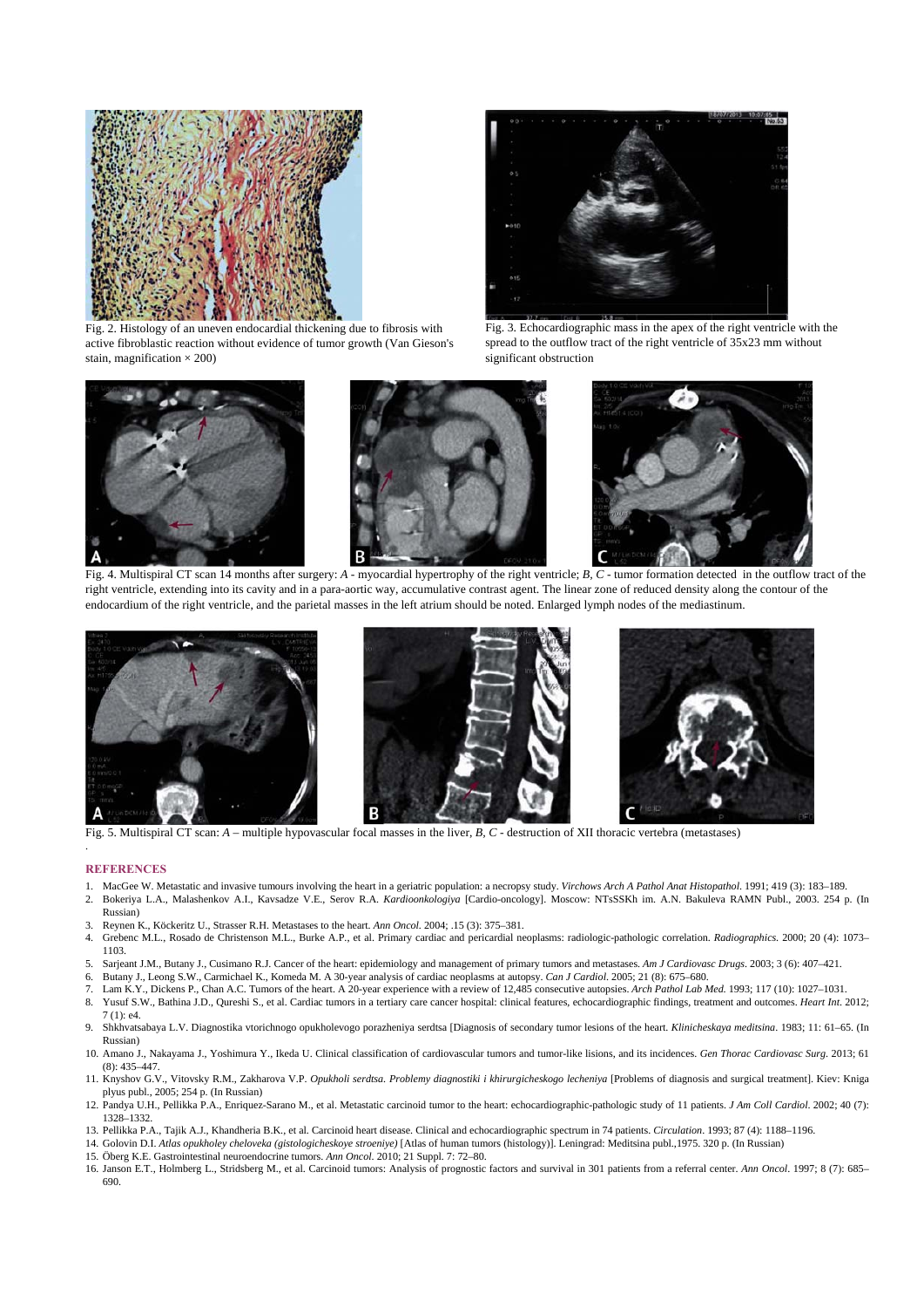Fig. 2. Histology of an uneven endocardial thickening due to fibrosis with active fibroblastic reaction without evidence of tumor growth (Van Gieson's stain, magnification × 200)

Fig. 3. Echocardiographic mass in the apex of the right ventricle with the spread to the outflow tract of the right ventricle of 35x23 mm without significant obstruction

Fig. 4. Multispiral CT scan 14 months after surgery: *A* - myocardial hypertrophy of the right ventricle; *B, C* - tumor formation detected in the outflow tract of the right ventricle, extending into its cavity and in a para-aortic way, accumulative contrast agent. The linear zone of reduced density along the contour of the endocardium of the right ventricle, and the parietal masses in the left atrium should be noted. Enlarged lymph nodes of the mediastinum.

Fig. 5. Multispiral CT scan: *A* – multiple hypovascular focal masses in the liver, *B, C* - destruction of XII thoracic vertebra (metastases)

## REFERENCES

1. MacGee W. Metastatic and invasive tumours involving the heart in a geriatric population: a necropsy study. *Virchows Arch A Pathol Anat Histopathol*. 1991; 419 (3): 183–189.
2. Bokeriya L.A., Malashenkov A.I., Kavsadze V.E., Serov R.A. *Kardioonkologiya* [Cardio-oncology]. Moscow: NTsSSKh im. A.N. Bakuleva RAMN Publ., 2003. 254 p. (In Russian)
3. Reynen K., Köckeritz U., Strasser R.H. Metastases to the heart. *Ann Oncol*. 2004; .15 (3): 375–381.
4. Grebenc M.L., Rosado de Christenson M.L., Burke A.P., et al. Primary cardiac and pericardial neoplasms: radiologic-pathologic correlation. *Radiographics*. 2000; 20 (4): 1073–1103.
5. Sarjeant J.M., Butany J., Cusimano R.J. Cancer of the heart: epidemiology and management of primary tumors and metastases. *Am J Cardiovasc Drugs*. 2003; 3 (6): 407–421.
6. Butany J., Leong S.W., Carmichael K., Komeda M. A 30-year analysis of cardiac neoplasms at autopsy. *Can J Cardiol*. 2005; 21 (8): 675–680.
7. Lam K.Y., Dickens P., Chan A.C. Tumors of the heart. A 20-year experience with a review of 12,485 consecutive autopsies. *Arch Pathol Lab Med*. 1993; 117 (10): 1027–1031.
8. Yusuf S.W., Bathina J.D., Qureshi S., et al. Cardiac tumors in a tertiary care cancer hospital: clinical features, echocardiographic findings, treatment and outcomes. *Heart Int*. 2012; 7 (1): e4.
9. Shkhvatsabaya L.V. Diagnostika vtorichnogo opukholevogo porazheniya serdtsa [Diagnosis of secondary tumor lesions of the heart. *Klinicheskaya meditsina*. 1983; 11: 61–65. (In Russian)
10. Amano J., Nakayama J., Yoshimura Y., Ikeda U. Clinical classification of cardiovascular tumors and tumor-like lisions, and its incidences. *Gen Thorac Cardiovasc Surg*. 2013; 61 (8): 435–447.
11. Knyshov G.V., Vitovsky R.M., Zakharova V.P. *Opukholi serdtsa. Problemy diagnostiki i khirurgicheskogo lecheniya* [Problems of diagnosis and surgical treatment]. Kiev: Kniga plyus publ., 2005; 254 p. (In Russian)
12. Pandya U.H., Pellikka P.A., Enriquez-Sarano M., et al. Metastatic carcinoid tumor to the heart: echocardiographic-pathologic study of 11 patients. *J Am Coll Cardiol*. 2002; 40 (7): 1328–1332.
13. Pellikka P.A., Tajik A.J., Khandheria B.K., et al. Carcinoid heart disease. Clinical and echocardiographic spectrum in 74 patients. *Circulation*. 1993; 87 (4): 1188–1196.
14. Golovin D.I. *Atlas opukholey cheloveka (gistologicheskoye stroeniye)* [Atlas of human tumors (histology)]. Leningrad: Meditsina publ.,1975. 320 p. (In Russian)
15. Öberg K.E. Gastrointestinal neuroendocrine tumors. *Ann Oncol*. 2010; 21 Suppl. 7: 72–80.
16. Janson E.T., Holmberg L., Stridsberg M., et al. Carcinoid tumors: Analysis of prognostic factors and survival in 301 patients from a referral center. *Ann Oncol*. 1997; 8 (7): 685–690.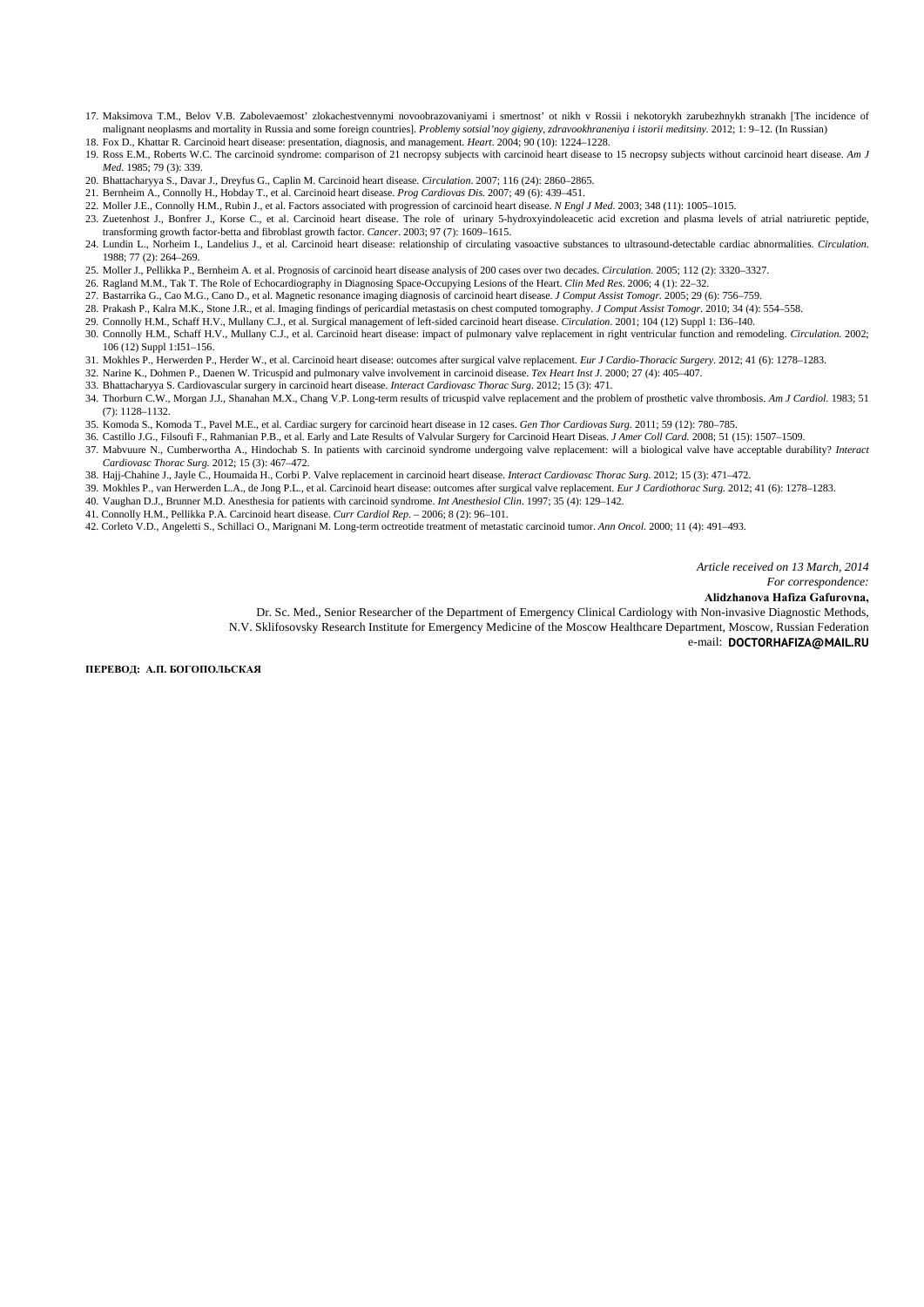17. Maksimova T.M., Belov V.B. Zabolevaemost' zlokachestvennymi novoobrazovaniyami i smertnost' ot nikh v Rossii i nekotorykh zarubezhnykh stranakh [The incidence of malignant neoplasms and mortality in Russia and some foreign countries]. *Problemy sotsial'noy gigieny, zdravookhraneniya i istorii meditsiny.* 2012; 1: 9–12. (In Russian)
18. Fox D., Khattar R. Carcinoid heart disease: presentation, diagnosis, and management. *Heart*. 2004; 90 (10): 1224–1228.
19. Ross E.M., Roberts W.C. The carcinoid syndrome: comparison of 21 necropsy subjects with carcinoid heart disease to 15 necropsy subjects without carcinoid heart disease. *Am J Med.* 1985; 79 (3): 339.
20. Bhattacharyya S., Davar J., Dreyfus G., Caplin M. Carcinoid heart disease. *Circulation*. 2007; 116 (24): 2860–2865.
21. Bernheim A., Connolly H., Hobday T., et al. Carcinoid heart disease. *Prog Cardiovas Dis.* 2007; 49 (6): 439–451.
22. Moller J.E., Connolly H.M., Rubin J., et al. Factors associated with progression of carcinoid heart disease. *N Engl J Med*. 2003; 348 (11): 1005–1015.
23. Zuetenhost J., Bonfrer J., Korse C., et al. Carcinoid heart disease. The role of urinary 5-hydroxyindoleacetic acid excretion and plasma levels of atrial natriuretic peptide, transforming growth factor-betta and fibroblast growth factor. *Cancer*. 2003; 97 (7): 1609–1615.
24. Lundin L., Norheim I., Landelius J., et al. Carcinoid heart disease: relationship of circulating vasoactive substances to ultrasound-detectable cardiac abnormalities. *Circulation*. 1988; 77 (2): 264–269.
25. Moller J., Pellikka P., Bernheim A. et al. Prognosis of carcinoid heart disease analysis of 200 cases over two decades. *Circulation*. 2005; 112 (2): 3320–3327.
26. Ragland M.M., Tak T. The Role of Echocardiography in Diagnosing Space-Occupying Lesions of the Heart. *Clin Med Res*. 2006; 4 (1): 22–32.
27. Bastarrika G., Cao M.G., Cano D., et al. Magnetic resonance imaging diagnosis of carcinoid heart disease. *J Comput Assist Tomogr.* 2005; 29 (6): 756–759.
28. Prakash P., Kalra M.K., Stone J.R., et al. Imaging findings of pericardial metastasis on chest computed tomography. *J Comput Assist Tomogr*. 2010; 34 (4): 554–558.
29. Connolly H.M., Schaff H.V., Mullany C.J., et al. Surgical management of left-sided carcinoid heart disease. *Circulation*. 2001; 104 (12) Suppl 1: I36–I40.
30. Connolly H.M., Schaff H.V., Mullany C.J., et al. Carcinoid heart disease: impact of pulmonary valve replacement in right ventricular function and remodeling. *Circulation.* 2002; 106 (12) Suppl 1:I51–156.
31. Mokhles P., Herwerden P., Herder W., et al. Carcinoid heart disease: outcomes after surgical valve replacement. *Eur J Cardio-Thoracic Surgery*. 2012; 41 (6): 1278–1283.
32. Narine K., Dohmen P., Daenen W. Tricuspid and pulmonary valve involvement in carcinoid disease. *Tex Heart Inst J*. 2000; 27 (4): 405–407.
33. Bhattacharyya S. Cardiovascular surgery in carcinoid heart disease. *Interact Cardiovasc Thorac Surg*. 2012; 15 (3): 471.
34. Thorburn C.W., Morgan J.J., Shanahan M.X., Chang V.P. Long-term results of tricuspid valve replacement and the problem of prosthetic valve thrombosis. *Am J Cardiol.* 1983; 51 (7): 1128–1132.
35. Komoda S., Komoda T., Pavel M.E., et al. Cardiac surgery for carcinoid heart disease in 12 cases. *Gen Thor Cardiovas Surg.* 2011; 59 (12): 780–785.
36. Castillo J.G., Filsoufi F., Rahmanian P.B., et al. Early and Late Results of Valvular Surgery for Carcinoid Heart Diseas. *J Amer Coll Card.* 2008; 51 (15): 1507–1509.
37. Mabvuure N., Cumberwortha A., Hindochab S. In patients with carcinoid syndrome undergoing valve replacement: will a biological valve have acceptable durability? *Interact Cardiovasc Thorac Surg.* 2012; 15 (3): 467–472.
38. Hajj-Chahine J., Jayle C., Houmaida H., Corbi P. Valve replacement in carcinoid heart disease. *Interact Cardiovasc Thorac Surg.* 2012; 15 (3): 471–472.
39. Mokhles P., van Herwerden L.A., de Jong P.L., et al. Carcinoid heart disease: outcomes after surgical valve replacement. *Eur J Cardiothorac Surg.* 2012; 41 (6): 1278–1283.
40. Vaughan D.J., Brunner M.D. Anesthesia for patients with carcinoid syndrome. *Int Anesthesiol Clin*. 1997; 35 (4): 129–142.
41. Connolly H.M., Pellikka P.A. Carcinoid heart disease. *Curr Cardiol Rep*. – 2006; 8 (2): 96–101.
42. Corleto V.D., Angeletti S., Schillaci O., Marignani M. Long-term octreotide treatment of metastatic carcinoid tumor. *Ann Oncol*. 2000; 11 (4): 491–493.

*Article received on 13 March, 2014*

*For correspondence:*

**Alidzhanova Hafiza Gafurovna,**

Dr. Sc. Med., Senior Researcher of the Department of Emergency Clinical Cardiology with Non-invasive Diagnostic Methods,
N.V. Sklifosovsky Research Institute for Emergency Medicine of the Moscow Healthcare Department, Moscow, Russian Federation
e-mail: **DOCTORHAFIZA@MAIL.RU**

**ПЕРЕВОД: А.П. БОГОПОЛЬСКАЯ**